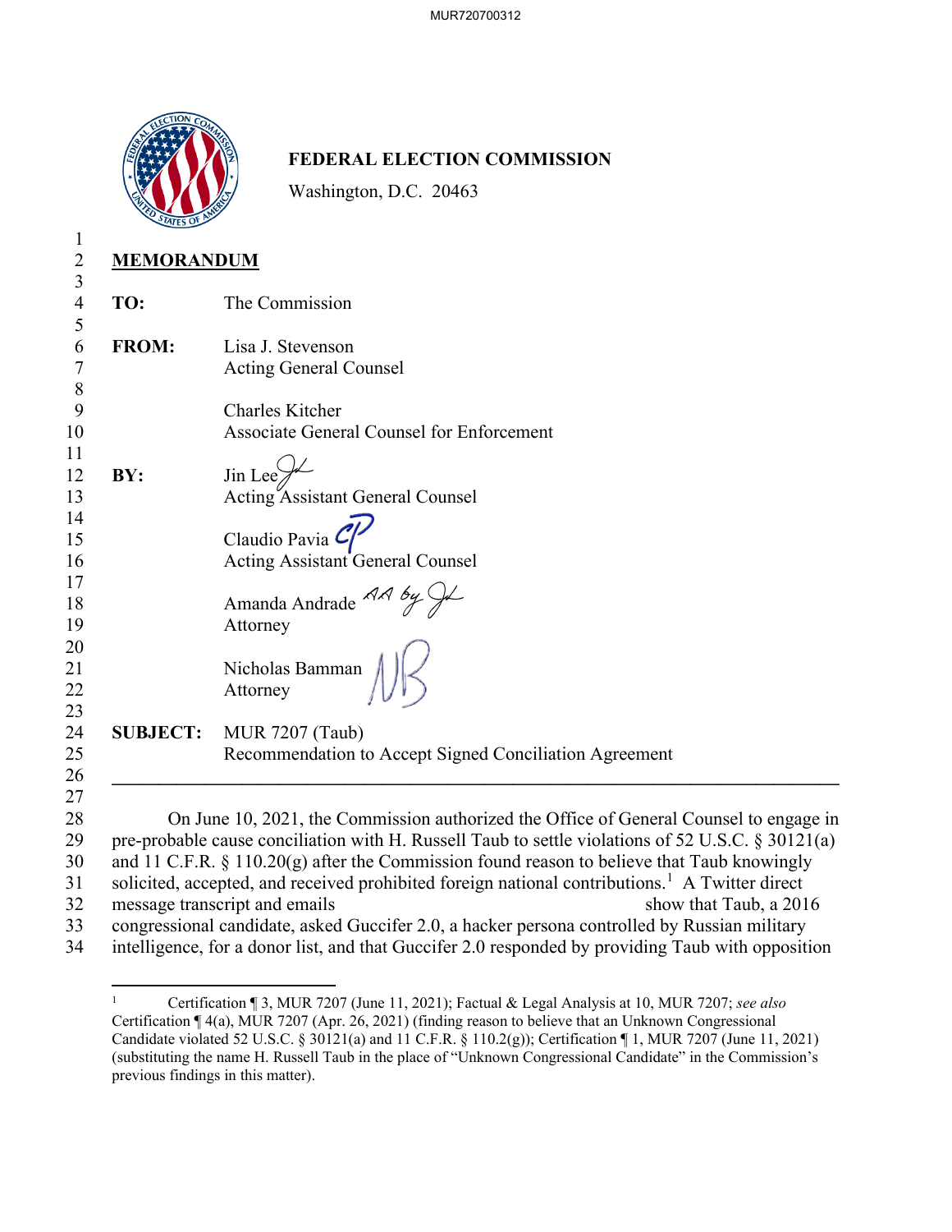**FEDERAL ELECTION COMMISSION**

Washington, D.C. 20463

## MEMORANDUM

**TO:** The Commission

**FROM:** Lisa J. Stevenson
Acting General Counsel

Charles Kitcher
Associate General Counsel for Enforcement

**BY:** Jin Lee
Acting Assistant General Counsel

Claudio Pavia
Acting Assistant General Counsel

Amanda Andrade
Attorney

Nicholas Bamman
Attorney

**SUBJECT:** MUR 7207 (Taub)
Recommendation to Accept Signed Conciliation Agreement

---

On June 10, 2021, the Commission authorized the Office of General Counsel to engage in pre-probable cause conciliation with H. Russell Taub to settle violations of 52 U.S.C. § 30121(a) and 11 C.F.R. § 110.20(g) after the Commission found reason to believe that Taub knowingly solicited, accepted, and received prohibited foreign national contributions.[1] A Twitter direct message transcript and emails show that Taub, a 2016 congressional candidate, asked Guccifer 2.0, a hacker persona controlled by Russian military intelligence, for a donor list, and that Guccifer 2.0 responded by providing Taub with opposition

---

[1] Certification ¶ 3, MUR 7207 (June 11, 2021); Factual & Legal Analysis at 10, MUR 7207; *see also* Certification ¶ 4(a), MUR 7207 (Apr. 26, 2021) (finding reason to believe that an Unknown Congressional Candidate violated 52 U.S.C. § 30121(a) and 11 C.F.R. § 110.2(g)); Certification ¶ 1, MUR 7207 (June 11, 2021) (substituting the name H. Russell Taub in the place of "Unknown Congressional Candidate" in the Commission's previous findings in this matter).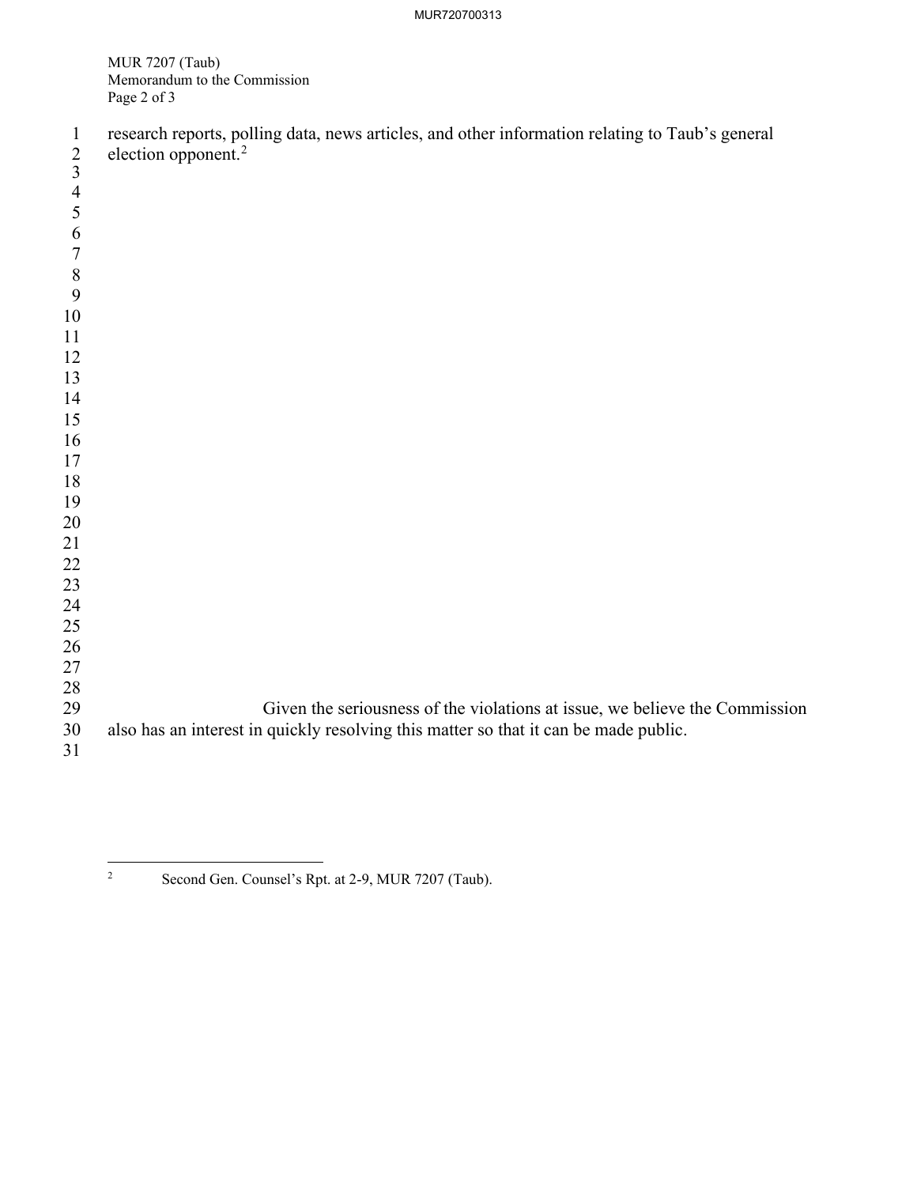research reports, polling data, news articles, and other information relating to Taub's general election opponent.[2]

Given the seriousness of the violations at issue, we believe the Commission also has an interest in quickly resolving this matter so that it can be made public.

---

[2] Second Gen. Counsel's Rpt. at 2-9, MUR 7207 (Taub).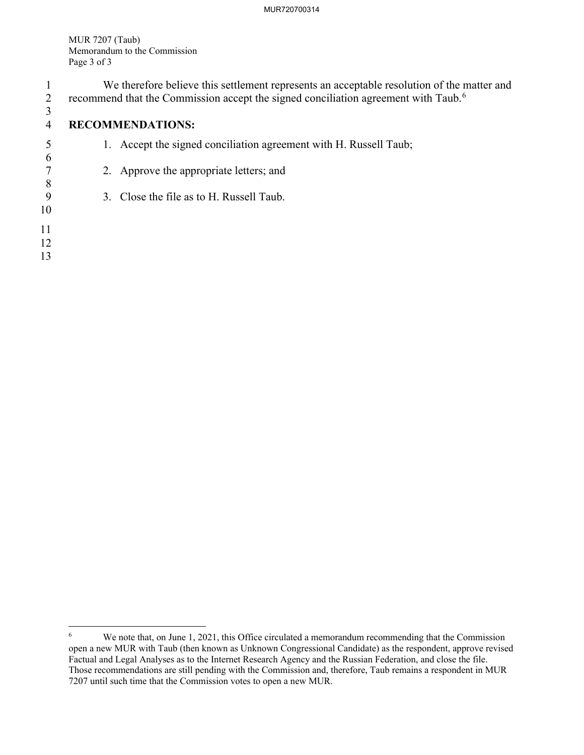We therefore believe this settlement represents an acceptable resolution of the matter and recommend that the Commission accept the signed conciliation agreement with Taub.[6]

**RECOMMENDATIONS:**

1. Accept the signed conciliation agreement with H. Russell Taub;

2. Approve the appropriate letters; and

3. Close the file as to H. Russell Taub.

[6] We note that, on June 1, 2021, this Office circulated a memorandum recommending that the Commission open a new MUR with Taub (then known as Unknown Congressional Candidate) as the respondent, approve revised Factual and Legal Analyses as to the Internet Research Agency and the Russian Federation, and close the file. Those recommendations are still pending with the Commission and, therefore, Taub remains a respondent in MUR 7207 until such time that the Commission votes to open a new MUR.